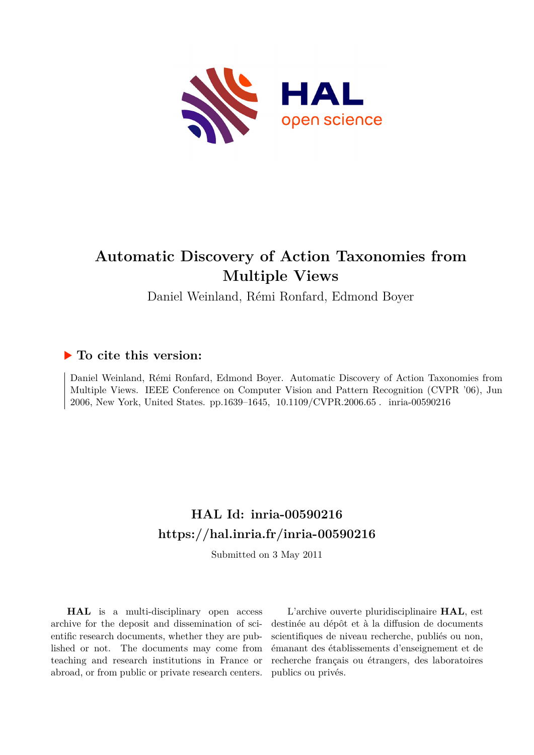# Automatic Discovery of Action Taxonomies from Multiple Views

Daniel Weinland, Rémi Ronfard, Edmond Boyer

## ▶ To cite this version:

Daniel Weinland, Rémi Ronfard, Edmond Boyer. Automatic Discovery of Action Taxonomies from Multiple Views. IEEE Conference on Computer Vision and Pattern Recognition (CVPR '06), Jun 2006, New York, United States. pp.1639–1645, 10.1109/CVPR.2006.65 . inria-00590216

## HAL Id: inria-00590216
## https://hal.inria.fr/inria-00590216

Submitted on 3 May 2011

**HAL** is a multi-disciplinary open access archive for the deposit and dissemination of scientific research documents, whether they are published or not. The documents may come from teaching and research institutions in France or abroad, or from public or private research centers.

L'archive ouverte pluridisciplinaire **HAL**, est destinée au dépôt et à la diffusion de documents scientifiques de niveau recherche, publiés ou non, émanant des établissements d'enseignement et de recherche français ou étrangers, des laboratoires publics ou privés.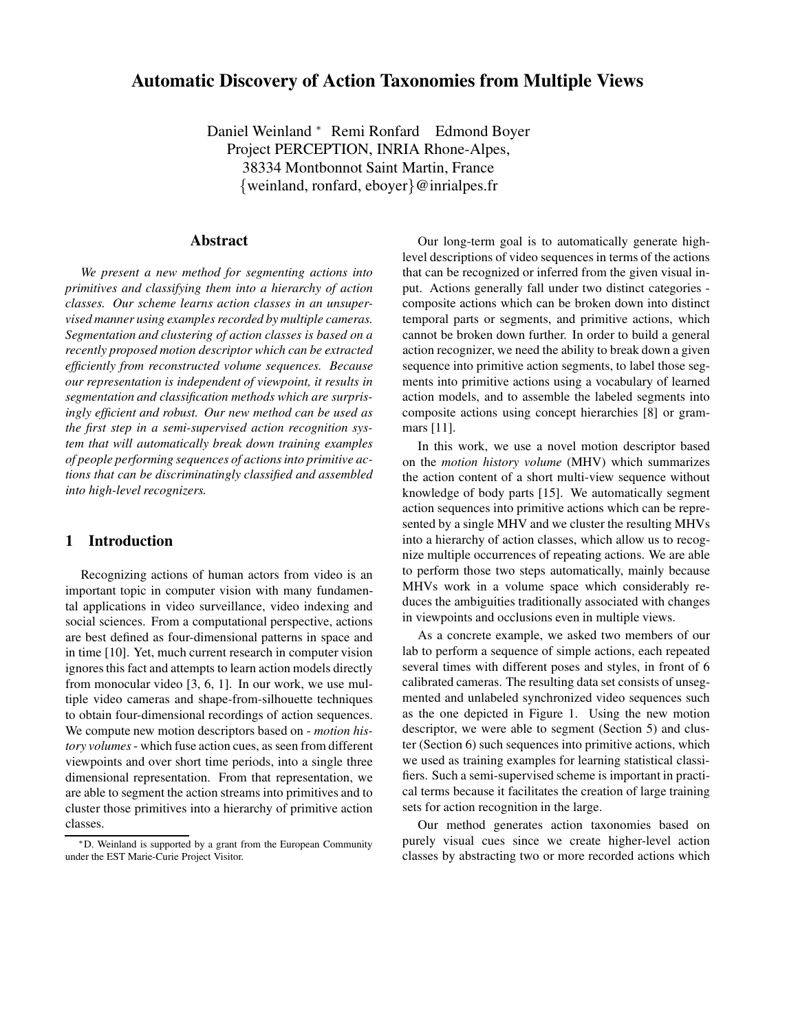# Automatic Discovery of Action Taxonomies from Multiple Views

Daniel Weinland * Remi Ronfard Edmond Boyer
Project PERCEPTION, INRIA Rhone-Alpes,
38334 Montbonnot Saint Martin, France
{weinland, ronfard, eboyer}@inrialpes.fr

## Abstract

*We present a new method for segmenting actions into primitives and classifying them into a hierarchy of action classes. Our scheme learns action classes in an unsupervised manner using examples recorded by multiple cameras. Segmentation and clustering of action classes is based on a recently proposed motion descriptor which can be extracted efficiently from reconstructed volume sequences. Because our representation is independent of viewpoint, it results in segmentation and classification methods which are surprisingly efficient and robust. Our new method can be used as the first step in a semi-supervised action recognition system that will automatically break down training examples of people performing sequences of actions into primitive actions that can be discriminatingly classified and assembled into high-level recognizers.*

## 1 Introduction

Recognizing actions of human actors from video is an important topic in computer vision with many fundamental applications in video surveillance, video indexing and social sciences. From a computational perspective, actions are best defined as four-dimensional patterns in space and in time [10]. Yet, much current research in computer vision ignores this fact and attempts to learn action models directly from monocular video [3, 6, 1]. In our work, we use multiple video cameras and shape-from-silhouette techniques to obtain four-dimensional recordings of action sequences. We compute new motion descriptors based on - *motion history volumes* - which fuse action cues, as seen from different viewpoints and over short time periods, into a single three dimensional representation. From that representation, we are able to segment the action streams into primitives and to cluster those primitives into a hierarchy of primitive action classes.

*D. Weinland is supported by a grant from the European Community under the EST Marie-Curie Project Visitor.

Our long-term goal is to automatically generate high-level descriptions of video sequences in terms of the actions that can be recognized or inferred from the given visual input. Actions generally fall under two distinct categories - composite actions which can be broken down into distinct temporal parts or segments, and primitive actions, which cannot be broken down further. In order to build a general action recognizer, we need the ability to break down a given sequence into primitive action segments, to label those segments into primitive actions using a vocabulary of learned action models, and to assemble the labeled segments into composite actions using concept hierarchies [8] or grammars [11].

In this work, we use a novel motion descriptor based on the *motion history volume* (MHV) which summarizes the action content of a short multi-view sequence without knowledge of body parts [15]. We automatically segment action sequences into primitive actions which can be represented by a single MHV and we cluster the resulting MHVs into a hierarchy of action classes, which allow us to recognize multiple occurrences of repeating actions. We are able to perform those two steps automatically, mainly because MHVs work in a volume space which considerably reduces the ambiguities traditionally associated with changes in viewpoints and occlusions even in multiple views.

As a concrete example, we asked two members of our lab to perform a sequence of simple actions, each repeated several times with different poses and styles, in front of 6 calibrated cameras. The resulting data set consists of unsegmented and unlabeled synchronized video sequences such as the one depicted in Figure 1. Using the new motion descriptor, we were able to segment (Section 5) and cluster (Section 6) such sequences into primitive actions, which we used as training examples for learning statistical classifiers. Such a semi-supervised scheme is important in practical terms because it facilitates the creation of large training sets for action recognition in the large.

Our method generates action taxonomies based on purely visual cues since we create higher-level action classes by abstracting two or more recorded actions which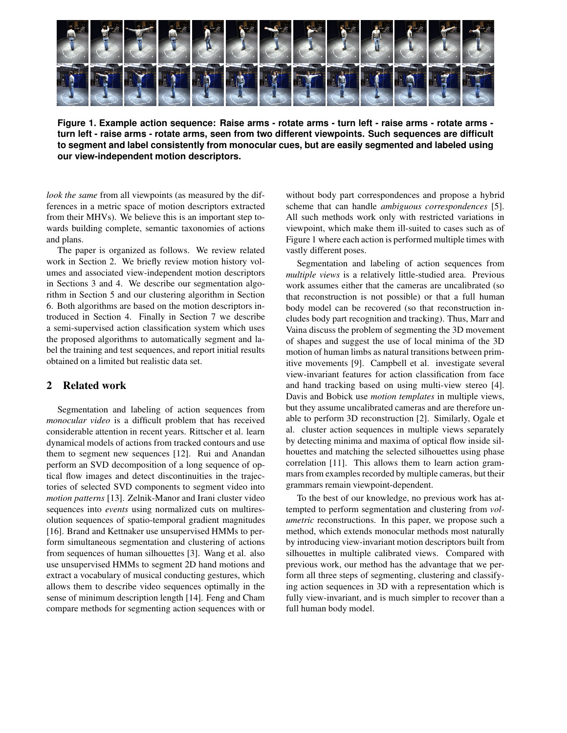**Figure 1. Example action sequence: Raise arms - rotate arms - turn left - raise arms - rotate arms - turn left - raise arms - rotate arms, seen from two different viewpoints. Such sequences are difficult to segment and label consistently from monocular cues, but are easily segmented and labeled using our view-independent motion descriptors.**

*look the same* from all viewpoints (as measured by the differences in a metric space of motion descriptors extracted from their MHVs). We believe this is an important step towards building complete, semantic taxonomies of actions and plans.

The paper is organized as follows. We review related work in Section 2. We briefly review motion history volumes and associated view-independent motion descriptors in Sections 3 and 4. We describe our segmentation algorithm in Section 5 and our clustering algorithm in Section 6. Both algorithms are based on the motion descriptors introduced in Section 4. Finally in Section 7 we describe a semi-supervised action classification system which uses the proposed algorithms to automatically segment and label the training and test sequences, and report initial results obtained on a limited but realistic data set.

## 2 Related work

Segmentation and labeling of action sequences from *monocular video* is a difficult problem that has received considerable attention in recent years. Rittscher et al. learn dynamical models of actions from tracked contours and use them to segment new sequences [12]. Rui and Anandan perform an SVD decomposition of a long sequence of optical flow images and detect discontinuities in the trajectories of selected SVD components to segment video into *motion patterns* [13]. Zelnik-Manor and Irani cluster video sequences into *events* using normalized cuts on multiresolution sequences of spatio-temporal gradient magnitudes [16]. Brand and Kettnaker use unsupervised HMMs to perform simultaneous segmentation and clustering of actions from sequences of human silhouettes [3]. Wang et al. also use unsupervised HMMs to segment 2D hand motions and extract a vocabulary of musical conducting gestures, which allows them to describe video sequences optimally in the sense of minimum description length [14]. Feng and Cham compare methods for segmenting action sequences with or without body part correspondences and propose a hybrid scheme that can handle *ambiguous correspondences* [5]. All such methods work only with restricted variations in viewpoint, which make them ill-suited to cases such as of Figure 1 where each action is performed multiple times with vastly different poses.

Segmentation and labeling of action sequences from *multiple views* is a relatively little-studied area. Previous work assumes either that the cameras are uncalibrated (so that reconstruction is not possible) or that a full human body model can be recovered (so that reconstruction includes body part recognition and tracking). Thus, Marr and Vaina discuss the problem of segmenting the 3D movement of shapes and suggest the use of local minima of the 3D motion of human limbs as natural transitions between primitive movements [9]. Campbell et al. investigate several view-invariant features for action classification from face and hand tracking based on using multi-view stereo [4]. Davis and Bobick use *motion templates* in multiple views, but they assume uncalibrated cameras and are therefore unable to perform 3D reconstruction [2]. Similarly, Ogale et al. cluster action sequences in multiple views separately by detecting minima and maxima of optical flow inside silhouettes and matching the selected silhouettes using phase correlation [11]. This allows them to learn action grammars from examples recorded by multiple cameras, but their grammars remain viewpoint-dependent.

To the best of our knowledge, no previous work has attempted to perform segmentation and clustering from *volumetric* reconstructions. In this paper, we propose such a method, which extends monocular methods most naturally by introducing view-invariant motion descriptors built from silhouettes in multiple calibrated views. Compared with previous work, our method has the advantage that we perform all three steps of segmenting, clustering and classifying action sequences in 3D with a representation which is fully view-invariant, and is much simpler to recover than a full human body model.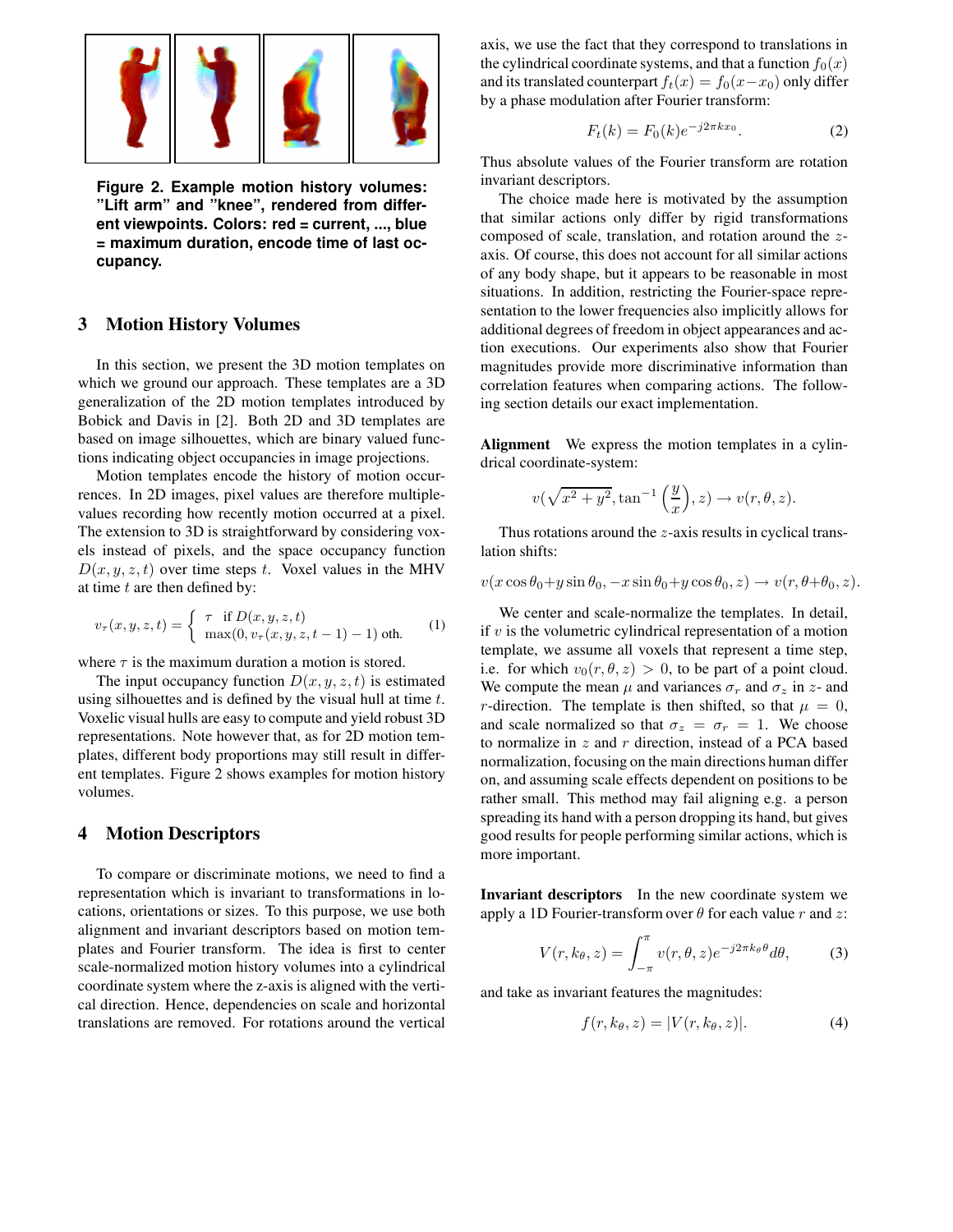**Figure 2. Example motion history volumes: "Lift arm" and "knee", rendered from different viewpoints. Colors: red = current, ..., blue = maximum duration, encode time of last occupancy.**

## 3 Motion History Volumes

In this section, we present the 3D motion templates on which we ground our approach. These templates are a 3D generalization of the 2D motion templates introduced by Bobick and Davis in [2]. Both 2D and 3D templates are based on image silhouettes, which are binary valued functions indicating object occupancies in image projections.

Motion templates encode the history of motion occurrences. In 2D images, pixel values are therefore multiple-values recording how recently motion occurred at a pixel. The extension to 3D is straightforward by considering voxels instead of pixels, and the space occupancy function $D(x, y, z, t)$ over time steps $t$. Voxel values in the MHV at time $t$ are then defined by:

$$v_\tau(x, y, z, t) = \begin{cases} \tau & \text{if } D(x, y, z, t) \\ \max(0, v_\tau(x, y, z, t-1) - 1) & \text{oth.} \end{cases} \quad (1)$$

where $\tau$ is the maximum duration a motion is stored.

The input occupancy function $D(x, y, z, t)$ is estimated using silhouettes and is defined by the visual hull at time $t$. Voxelic visual hulls are easy to compute and yield robust 3D representations. Note however that, as for 2D motion templates, different body proportions may still result in different templates. Figure 2 shows examples for motion history volumes.

## 4 Motion Descriptors

To compare or discriminate motions, we need to find a representation which is invariant to transformations in locations, orientations or sizes. To this purpose, we use both alignment and invariant descriptors based on motion templates and Fourier transform. The idea is first to center scale-normalized motion history volumes into a cylindrical coordinate system where the z-axis is aligned with the vertical direction. Hence, dependencies on scale and horizontal translations are removed. For rotations around the vertical axis, we use the fact that they correspond to translations in the cylindrical coordinate systems, and that a function $f_0(x)$ and its translated counterpart $f_t(x) = f_0(x - x_0)$ only differ by a phase modulation after Fourier transform:

$$F_t(k) = F_0(k)e^{-j2\pi k x_0}. \quad (2)$$

Thus absolute values of the Fourier transform are rotation invariant descriptors.

The choice made here is motivated by the assumption that similar actions only differ by rigid transformations composed of scale, translation, and rotation around the $z$-axis. Of course, this does not account for all similar actions of any body shape, but it appears to be reasonable in most situations. In addition, restricting the Fourier-space representation to the lower frequencies also implicitly allows for additional degrees of freedom in object appearances and action executions. Our experiments also show that Fourier magnitudes provide more discriminative information than correlation features when comparing actions. The following section details our exact implementation.

**Alignment** We express the motion templates in a cylindrical coordinate-system:

$$v(\sqrt{x^2 + y^2}, \tan^{-1}\left(\frac{y}{x}\right), z) \rightarrow v(r, \theta, z).$$

Thus rotations around the $z$-axis results in cyclical translation shifts:

$$v(x\cos\theta_0 + y\sin\theta_0, -x\sin\theta_0 + y\cos\theta_0, z) \rightarrow v(r, \theta + \theta_0, z).$$

We center and scale-normalize the templates. In detail, if $v$ is the volumetric cylindrical representation of a motion template, we assume all voxels that represent a time step, i.e. for which $v_0(r, \theta, z) > 0$, to be part of a point cloud. We compute the mean $\mu$ and variances $\sigma_r$ and $\sigma_z$ in $z$- and $r$-direction. The template is then shifted, so that $\mu = 0$, and scale normalized so that $\sigma_z = \sigma_r = 1$. We choose to normalize in $z$ and $r$ direction, instead of a PCA based normalization, focusing on the main directions human differ on, and assuming scale effects dependent on positions to be rather small. This method may fail aligning e.g. a person spreading its hand with a person dropping its hand, but gives good results for people performing similar actions, which is more important.

**Invariant descriptors** In the new coordinate system we apply a 1D Fourier-transform over $\theta$ for each value $r$ and $z$:

$$V(r, k_\theta, z) = \int_{-\pi}^{\pi} v(r, \theta, z)e^{-j2\pi k_\theta \theta}d\theta, \quad (3)$$

and take as invariant features the magnitudes:

$$f(r, k_\theta, z) = |V(r, k_\theta, z)|. \quad (4)$$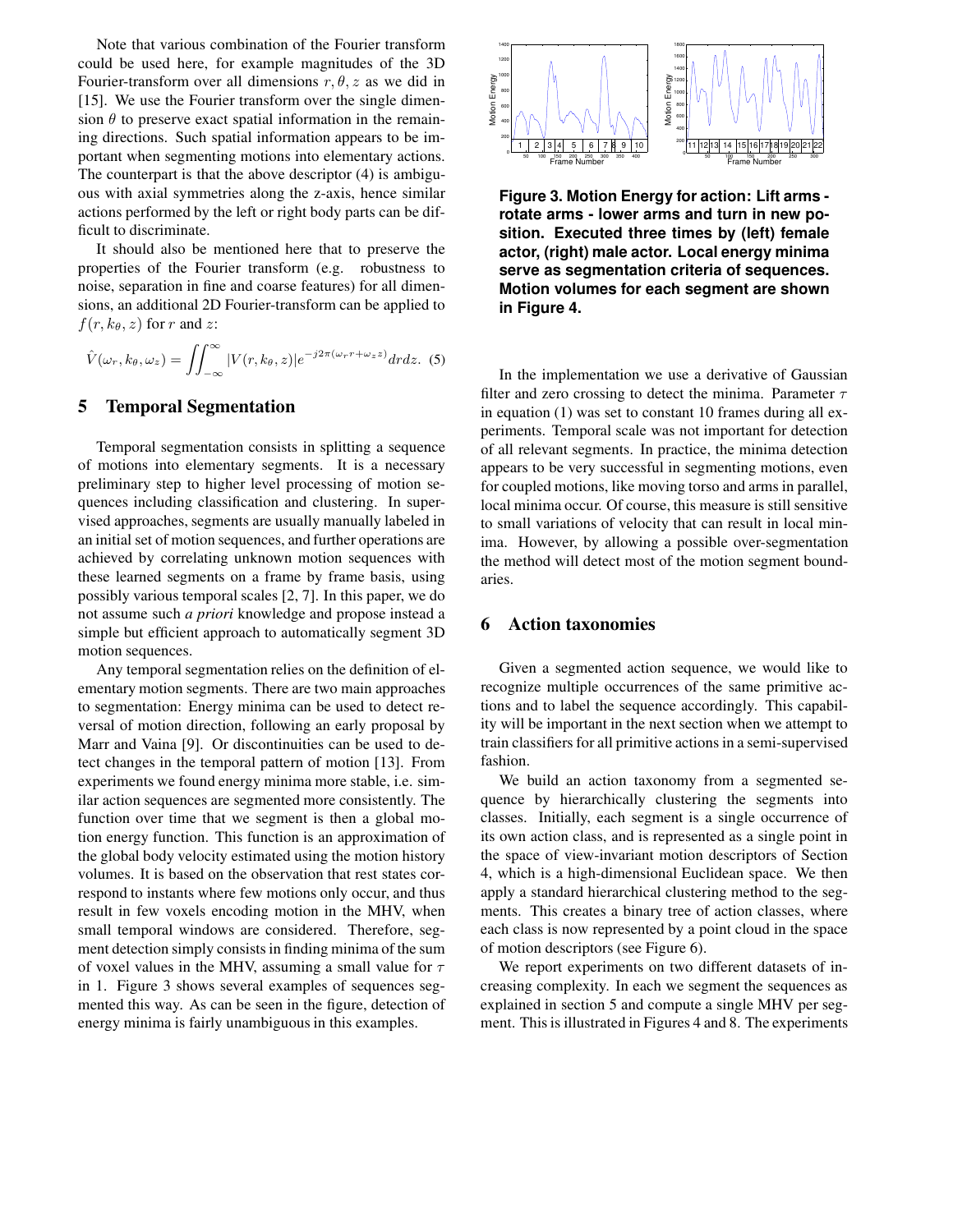Note that various combination of the Fourier transform could be used here, for example magnitudes of the 3D Fourier-transform over all dimensions $r, \theta, z$ as we did in [15]. We use the Fourier transform over the single dimension $\theta$ to preserve exact spatial information in the remaining directions. Such spatial information appears to be important when segmenting motions into elementary actions. The counterpart is that the above descriptor (4) is ambiguous with axial symmetries along the z-axis, hence similar actions performed by the left or right body parts can be difficult to discriminate.

It should also be mentioned here that to preserve the properties of the Fourier transform (e.g. robustness to noise, separation in fine and coarse features) for all dimensions, an additional 2D Fourier-transform can be applied to $f(r, k_\theta, z)$ for $r$ and $z$:

$$\hat{V}(\omega_r, k_\theta, \omega_z) = \iint_{-\infty}^{\infty} |V(r, k_\theta, z)| e^{-j2\pi(\omega_r r + \omega_z z)} dr dz. \quad (5)$$

## 5 Temporal Segmentation

Temporal segmentation consists in splitting a sequence of motions into elementary segments. It is a necessary preliminary step to higher level processing of motion sequences including classification and clustering. In supervised approaches, segments are usually manually labeled in an initial set of motion sequences, and further operations are achieved by correlating unknown motion sequences with these learned segments on a frame by frame basis, using possibly various temporal scales [2, 7]. In this paper, we do not assume such *a priori* knowledge and propose instead a simple but efficient approach to automatically segment 3D motion sequences.

Any temporal segmentation relies on the definition of elementary motion segments. There are two main approaches to segmentation: Energy minima can be used to detect reversal of motion direction, following an early proposal by Marr and Vaina [9]. Or discontinuities can be used to detect changes in the temporal pattern of motion [13]. From experiments we found energy minima more stable, i.e. similar action sequences are segmented more consistently. The function over time that we segment is then a global motion energy function. This function is an approximation of the global body velocity estimated using the motion history volumes. It is based on the observation that rest states correspond to instants where few motions only occur, and thus result in few voxels encoding motion in the MHV, when small temporal windows are considered. Therefore, segment detection simply consists in finding minima of the sum of voxel values in the MHV, assuming a small value for $\tau$ in 1. Figure 3 shows several examples of sequences segmented this way. As can be seen in the figure, detection of energy minima is fairly unambiguous in this examples.

**Figure 3. Motion Energy for action: Lift arms - rotate arms - lower arms and turn in new position. Executed three times by (left) female actor, (right) male actor. Local energy minima serve as segmentation criteria of sequences. Motion volumes for each segment are shown in Figure 4.**

In the implementation we use a derivative of Gaussian filter and zero crossing to detect the minima. Parameter $\tau$ in equation (1) was set to constant 10 frames during all experiments. Temporal scale was not important for detection of all relevant segments. In practice, the minima detection appears to be very successful in segmenting motions, even for coupled motions, like moving torso and arms in parallel, local minima occur. Of course, this measure is still sensitive to small variations of velocity that can result in local minima. However, by allowing a possible over-segmentation the method will detect most of the motion segment boundaries.

## 6 Action taxonomies

Given a segmented action sequence, we would like to recognize multiple occurrences of the same primitive actions and to label the sequence accordingly. This capability will be important in the next section when we attempt to train classifiers for all primitive actions in a semi-supervised fashion.

We build an action taxonomy from a segmented sequence by hierarchically clustering the segments into classes. Initially, each segment is a single occurrence of its own action class, and is represented as a single point in the space of view-invariant motion descriptors of Section 4, which is a high-dimensional Euclidean space. We then apply a standard hierarchical clustering method to the segments. This creates a binary tree of action classes, where each class is now represented by a point cloud in the space of motion descriptors (see Figure 6).

We report experiments on two different datasets of increasing complexity. In each we segment the sequences as explained in section 5 and compute a single MHV per segment. This is illustrated in Figures 4 and 8. The experiments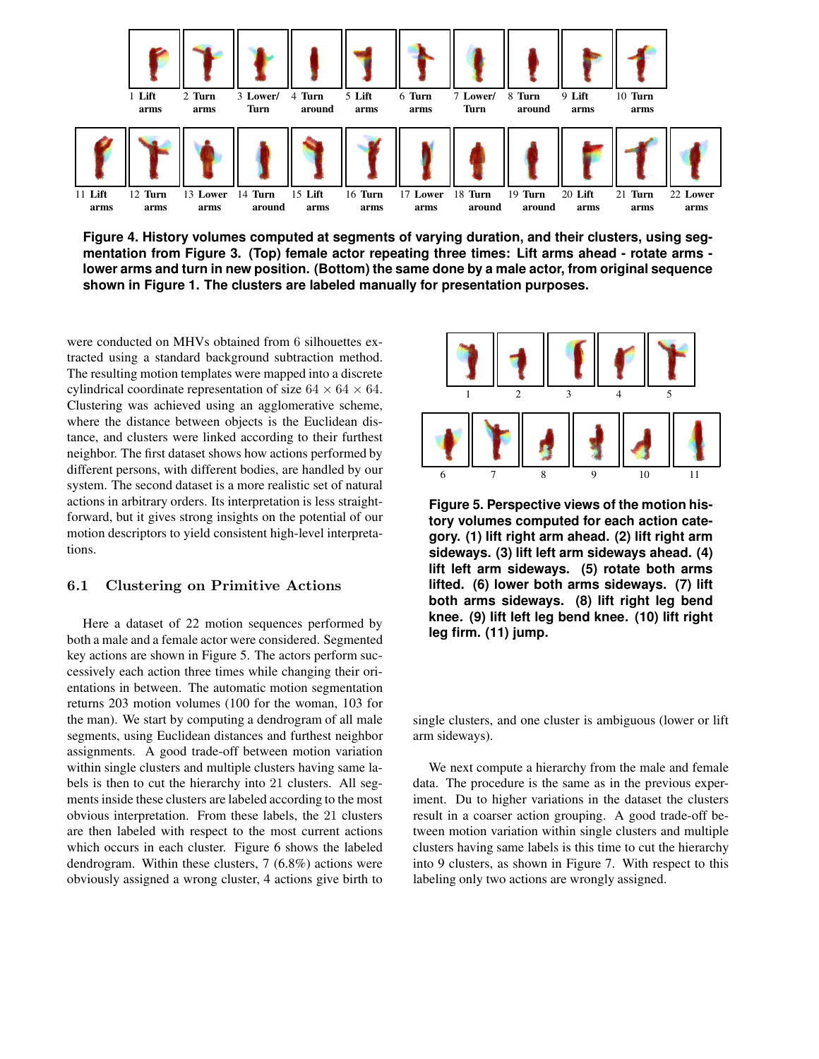1 Lift arms | 2 Turn arms | 3 Lower/ Turn | 4 Turn around | 5 Lift arms | 6 Turn arms | 7 Lower/ Turn | 8 Turn around | 9 Lift arms | 10 Turn arms

11 Lift arms | 12 Turn arms | 13 Lower arms | 14 Turn around | 15 Lift arms | 16 Turn arms | 17 Lower arms | 18 Turn around | 19 Turn around | 20 Lift arms | 21 Turn arms | 22 Lower arms

**Figure 4. History volumes computed at segments of varying duration, and their clusters, using segmentation from Figure 3. (Top) female actor repeating three times: Lift arms ahead - rotate arms - lower arms and turn in new position. (Bottom) the same done by a male actor, from original sequence shown in Figure 1. The clusters are labeled manually for presentation purposes.**

were conducted on MHVs obtained from 6 silhouettes extracted using a standard background subtraction method. The resulting motion templates were mapped into a discrete cylindrical coordinate representation of size $64 \times 64 \times 64$. Clustering was achieved using an agglomerative scheme, where the distance between objects is the Euclidean distance, and clusters were linked according to their furthest neighbor. The first dataset shows how actions performed by different persons, with different bodies, are handled by our system. The second dataset is a more realistic set of natural actions in arbitrary orders. Its interpretation is less straightforward, but it gives strong insights on the potential of our motion descriptors to yield consistent high-level interpretations.

### 6.1 Clustering on Primitive Actions

Here a dataset of 22 motion sequences performed by both a male and a female actor were considered. Segmented key actions are shown in Figure 5. The actors perform successively each action three times while changing their orientations in between. The automatic motion segmentation returns 203 motion volumes (100 for the woman, 103 for the man). We start by computing a dendrogram of all male segments, using Euclidean distances and furthest neighbor assignments. A good trade-off between motion variation within single clusters and multiple clusters having same labels is then to cut the hierarchy into 21 clusters. All segments inside these clusters are labeled according to the most obvious interpretation. From these labels, the 21 clusters are then labeled with respect to the most current actions which occurs in each cluster. Figure 6 shows the labeled dendrogram. Within these clusters, 7 (6.8%) actions were obviously assigned a wrong cluster, 4 actions give birth to single clusters, and one cluster is ambiguous (lower or lift arm sideways).

1 | 2 | 3 | 4 | 5

6 | 7 | 8 | 9 | 10 | 11

**Figure 5. Perspective views of the motion history volumes computed for each action category. (1) lift right arm ahead. (2) lift right arm sideways. (3) lift left arm sideways ahead. (4) lift left arm sideways. (5) rotate both arms lifted. (6) lower both arms sideways. (7) lift both arms sideways. (8) lift right leg bend knee. (9) lift left leg bend knee. (10) lift right leg firm. (11) jump.**

We next compute a hierarchy from the male and female data. The procedure is the same as in the previous experiment. Du to higher variations in the dataset the clusters result in a coarser action grouping. A good trade-off between motion variation within single clusters and multiple clusters having same labels is this time to cut the hierarchy into 9 clusters, as shown in Figure 7. With respect to this labeling only two actions are wrongly assigned.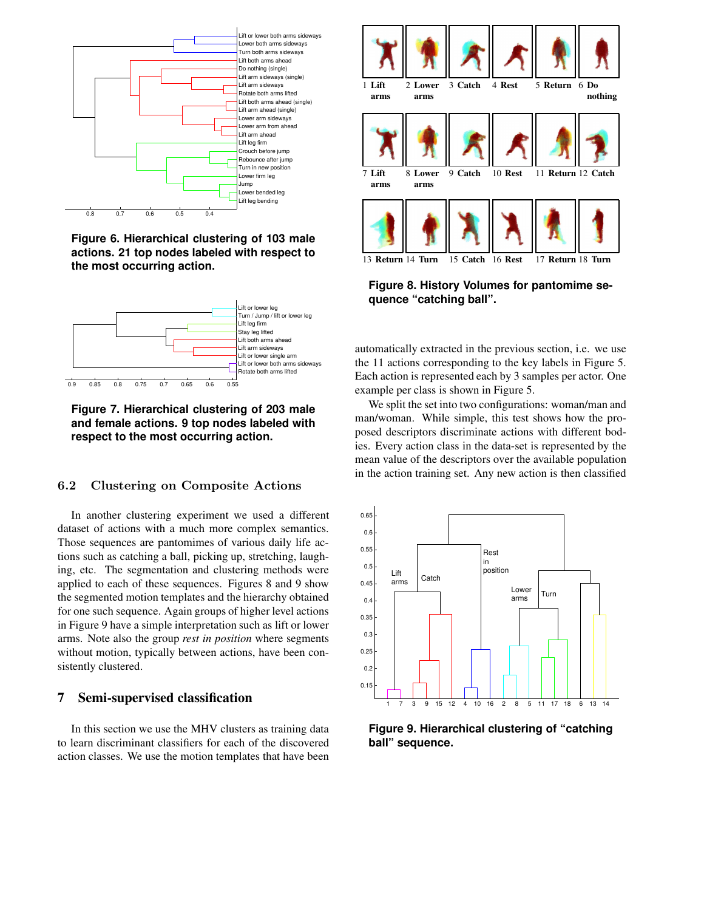**Figure 6. Hierarchical clustering of 103 male actions. 21 top nodes labeled with respect to the most occurring action.**

**Figure 7. Hierarchical clustering of 203 male and female actions. 9 top nodes labeled with respect to the most occurring action.**

### 6.2 Clustering on Composite Actions

In another clustering experiment we used a different dataset of actions with a much more complex semantics. Those sequences are pantomimes of various daily life actions such as catching a ball, picking up, stretching, laughing, etc. The segmentation and clustering methods were applied to each of these sequences. Figures 8 and 9 show the segmented motion templates and the hierarchy obtained for one such sequence. Again groups of higher level actions in Figure 9 have a simple interpretation such as lift or lower arms. Note also the group *rest in position* where segments without motion, typically between actions, have been consistently clustered.

## 7 Semi-supervised classification

In this section we use the MHV clusters as training data to learn discriminant classifiers for each of the discovered action classes. We use the motion templates that have been automatically extracted in the previous section, i.e. we use the 11 actions corresponding to the key labels in Figure 5. Each action is represented each by 3 samples per actor. One example per class is shown in Figure 5.

We split the set into two configurations: woman/man and man/woman. While simple, this test shows how the proposed descriptors discriminate actions with different bodies. Every action class in the data-set is represented by the mean value of the descriptors over the available population in the action training set. Any new action is then classified

**Figure 8. History Volumes for pantomime sequence "catching ball".**

**Figure 9. Hierarchical clustering of "catching ball" sequence.**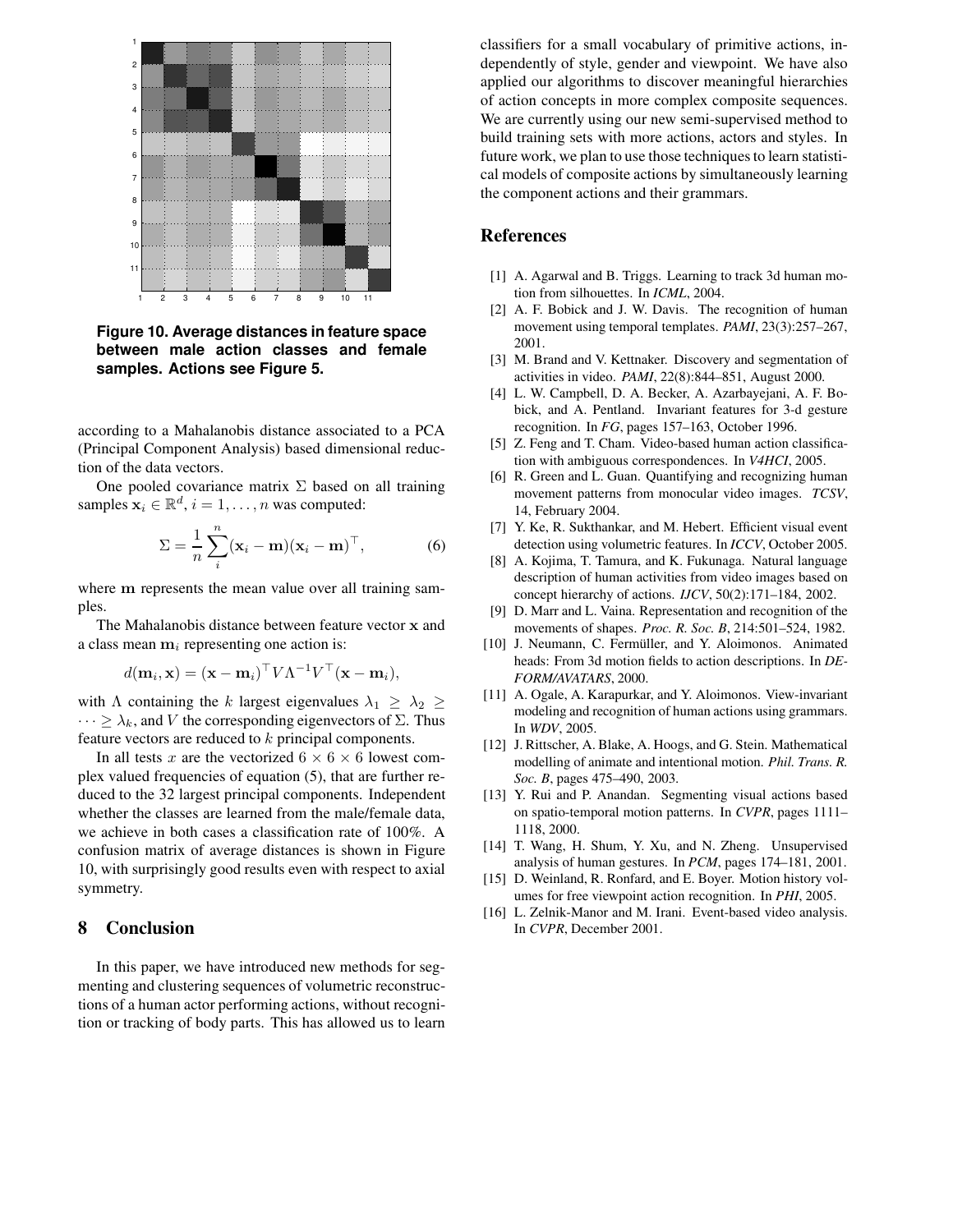1
2
3
4
5
6
7
8
9
10
11

1 2 3 4 5 6 7 8 9 10 11

**Figure 10. Average distances in feature space between male action classes and female samples. Actions see Figure 5.**

according to a Mahalanobis distance associated to a PCA (Principal Component Analysis) based dimensional reduction of the data vectors.

One pooled covariance matrix $\Sigma$ based on all training samples $\mathbf{x}_i \in \mathbb{R}^d$, $i = 1, \ldots, n$ was computed:

$$\Sigma = \frac{1}{n} \sum_{i}^{n} (\mathbf{x}_i - \mathbf{m})(\mathbf{x}_i - \mathbf{m})^\top, \qquad (6)$$

where $\mathbf{m}$ represents the mean value over all training samples.

The Mahalanobis distance between feature vector $\mathbf{x}$ and a class mean $\mathbf{m}_i$ representing one action is:

$$d(\mathbf{m}_i, \mathbf{x}) = (\mathbf{x} - \mathbf{m}_i)^\top V \Lambda^{-1} V^\top (\mathbf{x} - \mathbf{m}_i),$$

with $\Lambda$ containing the $k$ largest eigenvalues $\lambda_1 \geq \lambda_2 \geq \cdots \geq \lambda_k$, and $V$ the corresponding eigenvectors of $\Sigma$. Thus feature vectors are reduced to $k$ principal components.

In all tests $x$ are the vectorized $6 \times 6 \times 6$ lowest complex valued frequencies of equation (5), that are further reduced to the 32 largest principal components. Independent whether the classes are learned from the male/female data, we achieve in both cases a classification rate of 100%. A confusion matrix of average distances is shown in Figure 10, with surprisingly good results even with respect to axial symmetry.

## 8 Conclusion

In this paper, we have introduced new methods for segmenting and clustering sequences of volumetric reconstructions of a human actor performing actions, without recognition or tracking of body parts. This has allowed us to learn classifiers for a small vocabulary of primitive actions, independently of style, gender and viewpoint. We have also applied our algorithms to discover meaningful hierarchies of action concepts in more complex composite sequences. We are currently using our new semi-supervised method to build training sets with more actions, actors and styles. In future work, we plan to use those techniques to learn statistical models of composite actions by simultaneously learning the component actions and their grammars.

## References

[1] A. Agarwal and B. Triggs. Learning to track 3d human motion from silhouettes. In *ICML*, 2004.

[2] A. F. Bobick and J. W. Davis. The recognition of human movement using temporal templates. *PAMI*, 23(3):257–267, 2001.

[3] M. Brand and V. Kettnaker. Discovery and segmentation of activities in video. *PAMI*, 22(8):844–851, August 2000.

[4] L. W. Campbell, D. A. Becker, A. Azarbayejani, A. F. Bobick, and A. Pentland. Invariant features for 3-d gesture recognition. In *FG*, pages 157–163, October 1996.

[5] Z. Feng and T. Cham. Video-based human action classification with ambiguous correspondences. In *V4HCI*, 2005.

[6] R. Green and L. Guan. Quantifying and recognizing human movement patterns from monocular video images. *TCSV*, 14, February 2004.

[7] Y. Ke, R. Sukthankar, and M. Hebert. Efficient visual event detection using volumetric features. In *ICCV*, October 2005.

[8] A. Kojima, T. Tamura, and K. Fukunaga. Natural language description of human activities from video images based on concept hierarchy of actions. *IJCV*, 50(2):171–184, 2002.

[9] D. Marr and L. Vaina. Representation and recognition of the movements of shapes. *Proc. R. Soc. B*, 214:501–524, 1982.

[10] J. Neumann, C. Fermüller, and Y. Aloimonos. Animated heads: From 3d motion fields to action descriptions. In *DEFORM/AVATARS*, 2000.

[11] A. Ogale, A. Karapurkar, and Y. Aloimonos. View-invariant modeling and recognition of human actions using grammars. In *WDV*, 2005.

[12] J. Rittscher, A. Blake, A. Hoogs, and G. Stein. Mathematical modelling of animate and intentional motion. *Phil. Trans. R. Soc. B*, pages 475–490, 2003.

[13] Y. Rui and P. Anandan. Segmenting visual actions based on spatio-temporal motion patterns. In *CVPR*, pages 1111–1118, 2000.

[14] T. Wang, H. Shum, Y. Xu, and N. Zheng. Unsupervised analysis of human gestures. In *PCM*, pages 174–181, 2001.

[15] D. Weinland, R. Ronfard, and E. Boyer. Motion history volumes for free viewpoint action recognition. In *PHI*, 2005.

[16] L. Zelnik-Manor and M. Irani. Event-based video analysis. In *CVPR*, December 2001.